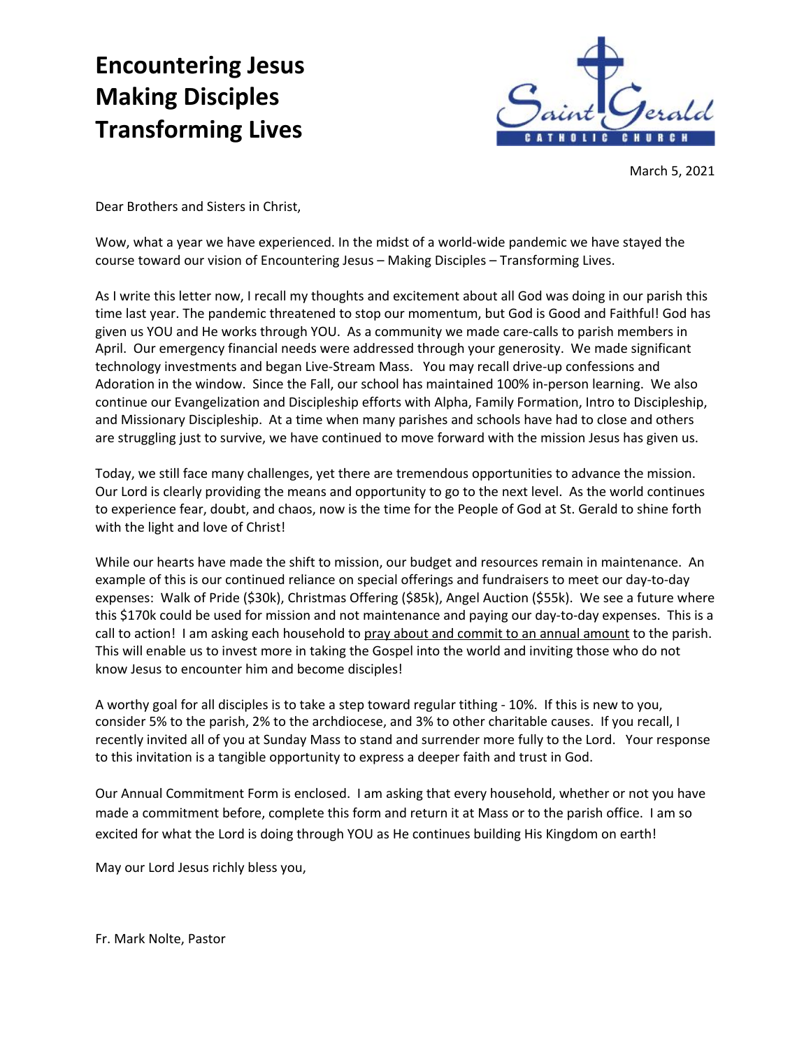# Encountering Jesus
# Making Disciples
# Transforming Lives

Saint Gerald
CATHOLIC CHURCH

March 5, 2021

Dear Brothers and Sisters in Christ,

Wow, what a year we have experienced. In the midst of a world-wide pandemic we have stayed the course toward our vision of Encountering Jesus – Making Disciples – Transforming Lives.

As I write this letter now, I recall my thoughts and excitement about all God was doing in our parish this time last year. The pandemic threatened to stop our momentum, but God is Good and Faithful! God has given us YOU and He works through YOU. As a community we made care-calls to parish members in April. Our emergency financial needs were addressed through your generosity. We made significant technology investments and began Live-Stream Mass. You may recall drive-up confessions and Adoration in the window. Since the Fall, our school has maintained 100% in-person learning. We also continue our Evangelization and Discipleship efforts with Alpha, Family Formation, Intro to Discipleship, and Missionary Discipleship. At a time when many parishes and schools have had to close and others are struggling just to survive, we have continued to move forward with the mission Jesus has given us.

Today, we still face many challenges, yet there are tremendous opportunities to advance the mission. Our Lord is clearly providing the means and opportunity to go to the next level. As the world continues to experience fear, doubt, and chaos, now is the time for the People of God at St. Gerald to shine forth with the light and love of Christ!

While our hearts have made the shift to mission, our budget and resources remain in maintenance. An example of this is our continued reliance on special offerings and fundraisers to meet our day-to-day expenses: Walk of Pride ($30k), Christmas Offering ($85k), Angel Auction ($55k). We see a future where this $170k could be used for mission and not maintenance and paying our day-to-day expenses. This is a call to action! I am asking each household to <u>pray about and commit to an annual amount</u> to the parish. This will enable us to invest more in taking the Gospel into the world and inviting those who do not know Jesus to encounter him and become disciples!

A worthy goal for all disciples is to take a step toward regular tithing - 10%. If this is new to you, consider 5% to the parish, 2% to the archdiocese, and 3% to other charitable causes. If you recall, I recently invited all of you at Sunday Mass to stand and surrender more fully to the Lord. Your response to this invitation is a tangible opportunity to express a deeper faith and trust in God.

Our Annual Commitment Form is enclosed. I am asking that every household, whether or not you have made a commitment before, complete this form and return it at Mass or to the parish office. I am so excited for what the Lord is doing through YOU as He continues building His Kingdom on earth!

May our Lord Jesus richly bless you,

Fr. Mark Nolte, Pastor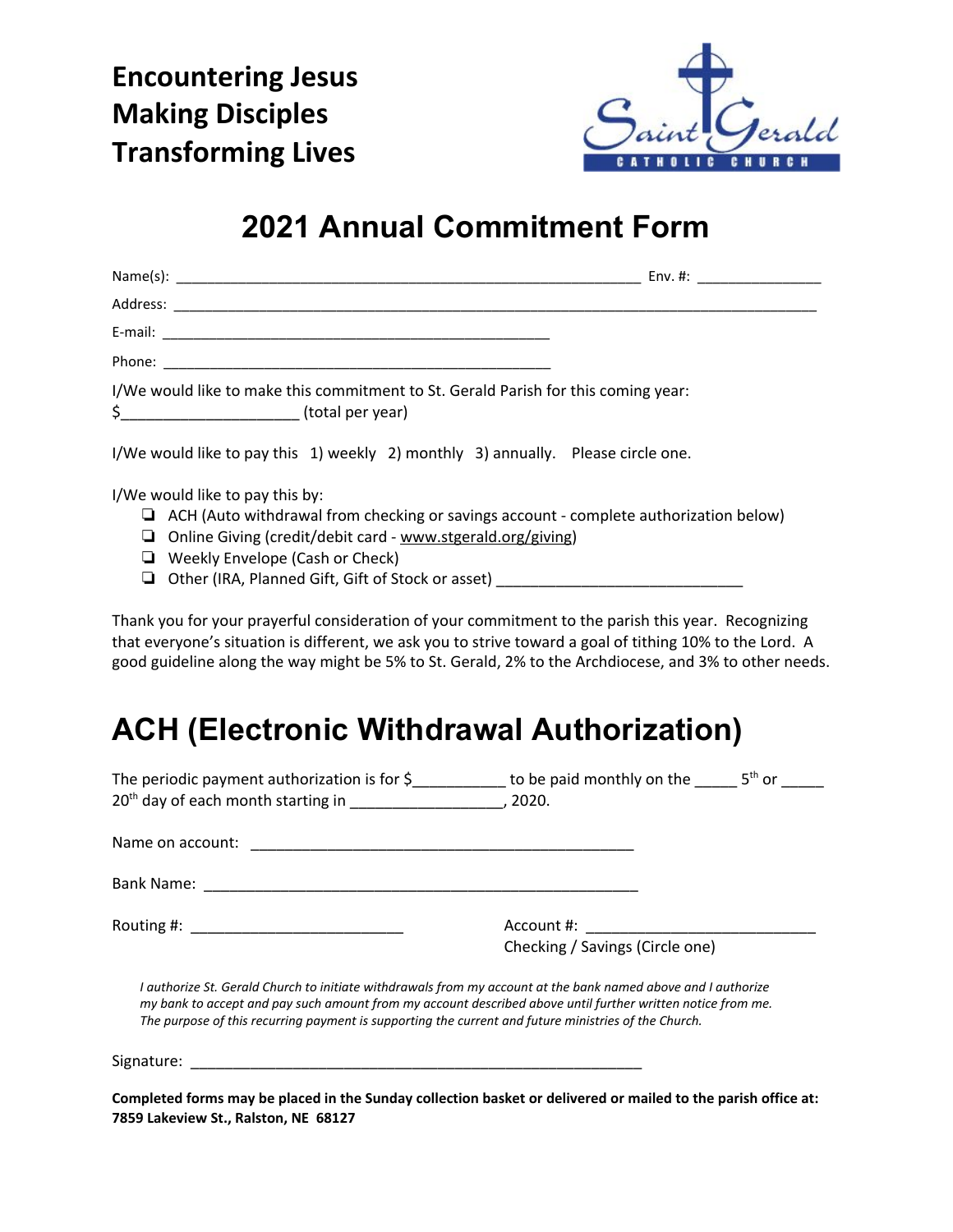**Encounting Jesus**
**Making Disciples**
**Transforming Lives**

Saint Gerald
CATHOLIC CHURCH

# 2021 Annual Commitment Form

Name(s): ___________________________________________________________ Env. #: ________________

Address: ____________________________________________________________________________________

E-mail: ____________________________________________________

Phone: ____________________________________________________

I/We would like to make this commitment to St. Gerald Parish for this coming year:
$______________________ (total per year)

I/We would like to pay this 1) weekly 2) monthly 3) annually. Please circle one.

I/We would like to pay this by:

- ❏ ACH (Auto withdrawal from checking or savings account - complete authorization below)
- ❏ Online Giving (credit/debit card - www.stgerald.org/giving)
- ❏ Weekly Envelope (Cash or Check)
- ❏ Other (IRA, Planned Gift, Gift of Stock or asset) ______________________________

Thank you for your prayerful consideration of your commitment to the parish this year. Recognizing that everyone's situation is different, we ask you to strive toward a goal of tithing 10% to the Lord. A good guideline along the way might be 5% to St. Gerald, 2% to the Archdiocese, and 3% to other needs.

# ACH (Electronic Withdrawal Authorization)

The periodic payment authorization is for $___________ to be paid monthly on the _____ 5th or _____ 20th day of each month starting in __________________, 2020.

Name on account: _________________________________________________

Bank Name: _______________________________________________________

Routing #: ___________________________ Account #: _____________________________

Checking / Savings (Circle one)

*I authorize St. Gerald Church to initiate withdrawals from my account at the bank named above and I authorize my bank to accept and pay such amount from my account described above until further written notice from me. The purpose of this recurring payment is supporting the current and future ministries of the Church.*

Signature: _________________________________________________________

**Completed forms may be placed in the Sunday collection basket or delivered or mailed to the parish office at: 7859 Lakeview St., Ralston, NE 68127**